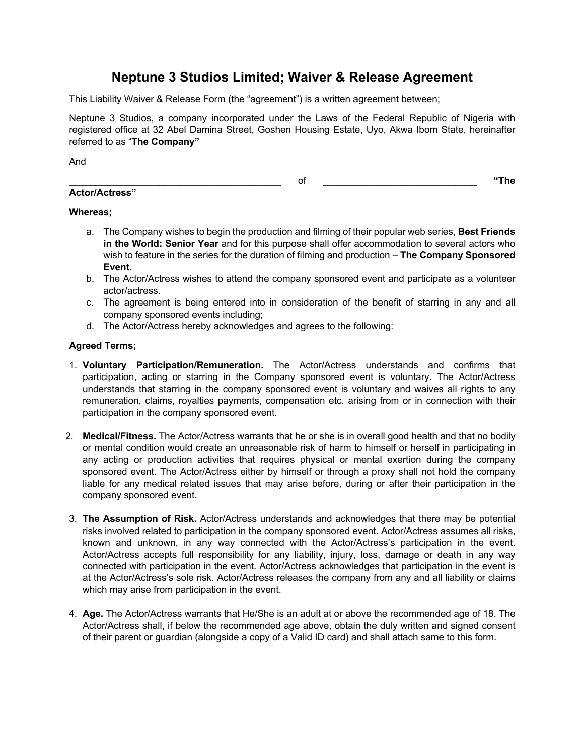# Neptune 3 Studios Limited; Waiver & Release Agreement

This Liability Waiver & Release Form (the "agreement") is a written agreement between;

Neptune 3 Studios, a company incorporated under the Laws of the Federal Republic of Nigeria with registered office at 32 Abel Damina Street, Goshen Housing Estate, Uyo, Akwa Ibom State, hereinafter referred to as "**The Company"**

And

________________________________________ of ____________________________ **"The Actor/Actress"**

**Whereas;**

a. The Company wishes to begin the production and filming of their popular web series, **Best Friends in the World: Senior Year** and for this purpose shall offer accommodation to several actors who wish to feature in the series for the duration of filming and production – **The Company Sponsored Event**.
b. The Actor/Actress wishes to attend the company sponsored event and participate as a volunteer actor/actress.
c. The agreement is being entered into in consideration of the benefit of starring in any and all company sponsored events including;
d. The Actor/Actress hereby acknowledges and agrees to the following:

**Agreed Terms;**

1. **Voluntary Participation/Remuneration.** The Actor/Actress understands and confirms that participation, acting or starring in the Company sponsored event is voluntary. The Actor/Actress understands that starring in the company sponsored event is voluntary and waives all rights to any remuneration, claims, royalties payments, compensation etc. arising from or in connection with their participation in the company sponsored event.

2. **Medical/Fitness.** The Actor/Actress warrants that he or she is in overall good health and that no bodily or mental condition would create an unreasonable risk of harm to himself or herself in participating in any acting or production activities that requires physical or mental exertion during the company sponsored event. The Actor/Actress either by himself or through a proxy shall not hold the company liable for any medical related issues that may arise before, during or after their participation in the company sponsored event.

3. **The Assumption of Risk.** Actor/Actress understands and acknowledges that there may be potential risks involved related to participation in the company sponsored event. Actor/Actress assumes all risks, known and unknown, in any way connected with the Actor/Actress's participation in the event. Actor/Actress accepts full responsibility for any liability, injury, loss, damage or death in any way connected with participation in the event. Actor/Actress acknowledges that participation in the event is at the Actor/Actress's sole risk. Actor/Actress releases the company from any and all liability or claims which may arise from participation in the event.

4. **Age.** The Actor/Actress warrants that He/She is an adult at or above the recommended age of 18. The Actor/Actress shall, if below the recommended age above, obtain the duly written and signed consent of their parent or guardian (alongside a copy of a Valid ID card) and shall attach same to this form.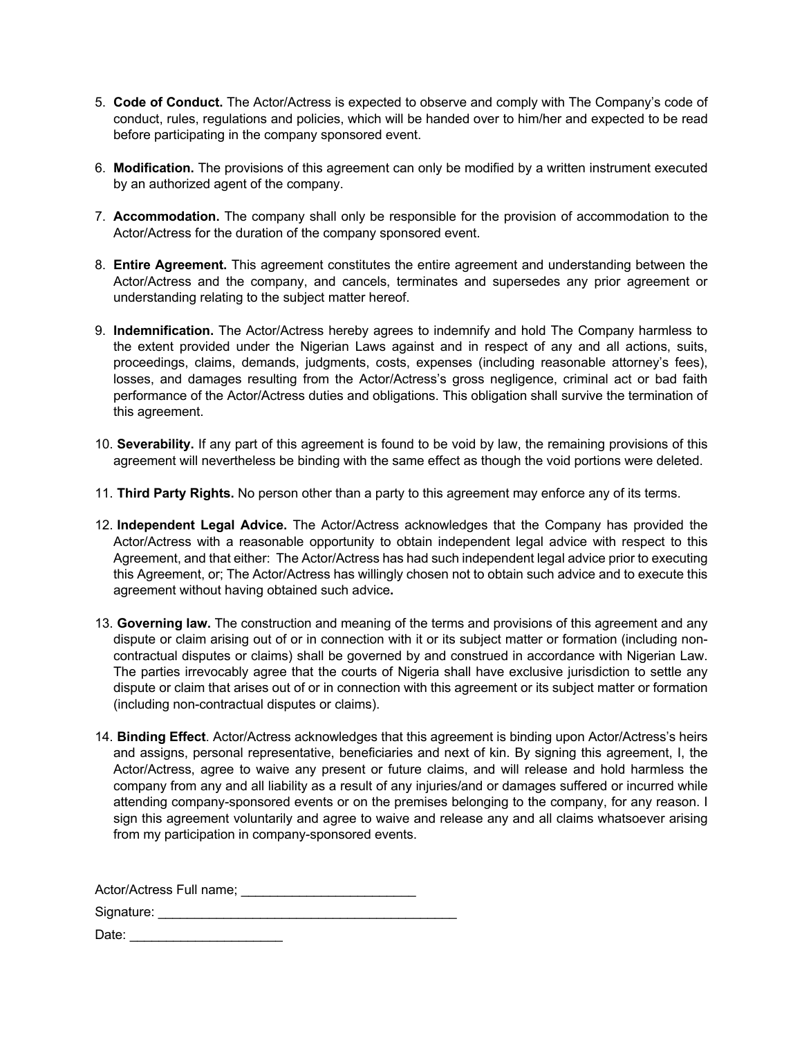5. **Code of Conduct.** The Actor/Actress is expected to observe and comply with The Company's code of conduct, rules, regulations and policies, which will be handed over to him/her and expected to be read before participating in the company sponsored event.

6. **Modification.** The provisions of this agreement can only be modified by a written instrument executed by an authorized agent of the company.

7. **Accommodation.** The company shall only be responsible for the provision of accommodation to the Actor/Actress for the duration of the company sponsored event.

8. **Entire Agreement.** This agreement constitutes the entire agreement and understanding between the Actor/Actress and the company, and cancels, terminates and supersedes any prior agreement or understanding relating to the subject matter hereof.

9. **Indemnification.** The Actor/Actress hereby agrees to indemnify and hold The Company harmless to the extent provided under the Nigerian Laws against and in respect of any and all actions, suits, proceedings, claims, demands, judgments, costs, expenses (including reasonable attorney's fees), losses, and damages resulting from the Actor/Actress's gross negligence, criminal act or bad faith performance of the Actor/Actress duties and obligations. This obligation shall survive the termination of this agreement.

10. **Severability.** If any part of this agreement is found to be void by law, the remaining provisions of this agreement will nevertheless be binding with the same effect as though the void portions were deleted.

11. **Third Party Rights.** No person other than a party to this agreement may enforce any of its terms.

12. **Independent Legal Advice.** The Actor/Actress acknowledges that the Company has provided the Actor/Actress with a reasonable opportunity to obtain independent legal advice with respect to this Agreement, and that either: The Actor/Actress has had such independent legal advice prior to executing this Agreement, or; The Actor/Actress has willingly chosen not to obtain such advice and to execute this agreement without having obtained such advice.

13. **Governing law.** The construction and meaning of the terms and provisions of this agreement and any dispute or claim arising out of or in connection with it or its subject matter or formation (including non-contractual disputes or claims) shall be governed by and construed in accordance with Nigerian Law. The parties irrevocably agree that the courts of Nigeria shall have exclusive jurisdiction to settle any dispute or claim that arises out of or in connection with this agreement or its subject matter or formation (including non-contractual disputes or claims).

14. **Binding Effect**. Actor/Actress acknowledges that this agreement is binding upon Actor/Actress's heirs and assigns, personal representative, beneficiaries and next of kin. By signing this agreement, I, the Actor/Actress, agree to waive any present or future claims, and will release and hold harmless the company from any and all liability as a result of any injuries/and or damages suffered or incurred while attending company-sponsored events or on the premises belonging to the company, for any reason. I sign this agreement voluntarily and agree to waive and release any and all claims whatsoever arising from my participation in company-sponsored events.

Actor/Actress Full name; ________________________

Signature: __________________________________________

Date: _____________________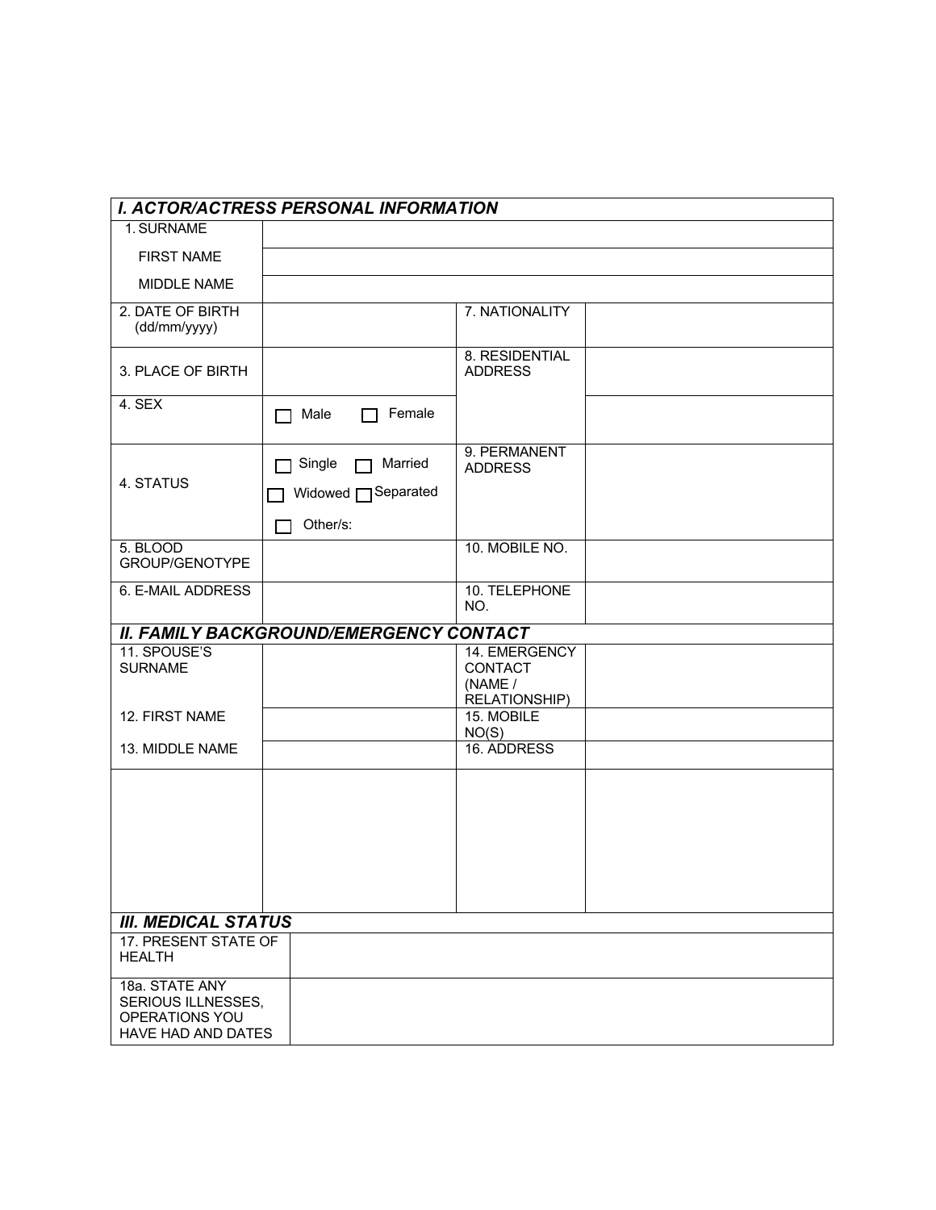| ***I. ACTOR/ACTRESS PERSONAL INFORMATION*** | | | |
|---|---|---|---|
| 1. SURNAME | | | |
| FIRST NAME | | | |
| MIDDLE NAME | | | |
| 2. DATE OF BIRTH (dd/mm/yyyy) | | 7. NATIONALITY | |
| 3. PLACE OF BIRTH | | 8. RESIDENTIAL ADDRESS | |
| 4. SEX | ☐ Male ☐ Female | | |
| 4. STATUS | ☐ Single ☐ Married ☐ Widowed ☐ Separated ☐ Other/s: | 9. PERMANENT ADDRESS | |
| 5. BLOOD GROUP/GENOTYPE | | 10. MOBILE NO. | |
| 6. E-MAIL ADDRESS | | 10. TELEPHONE NO. | |
| ***II. FAMILY BACKGROUND/EMERGENCY CONTACT*** | | | |
| 11. SPOUSE'S SURNAME | | 14. EMERGENCY CONTACT (NAME / RELATIONSHIP) | |
| 12. FIRST NAME | | 15. MOBILE NO(S) | |
| 13. MIDDLE NAME | | 16. ADDRESS | |
| | | | |

| ***III. MEDICAL STATUS*** | |
|---|---|
| 17. PRESENT STATE OF HEALTH | |
| 18a. STATE ANY SERIOUS ILLNESSES, OPERATIONS YOU HAVE HAD AND DATES | |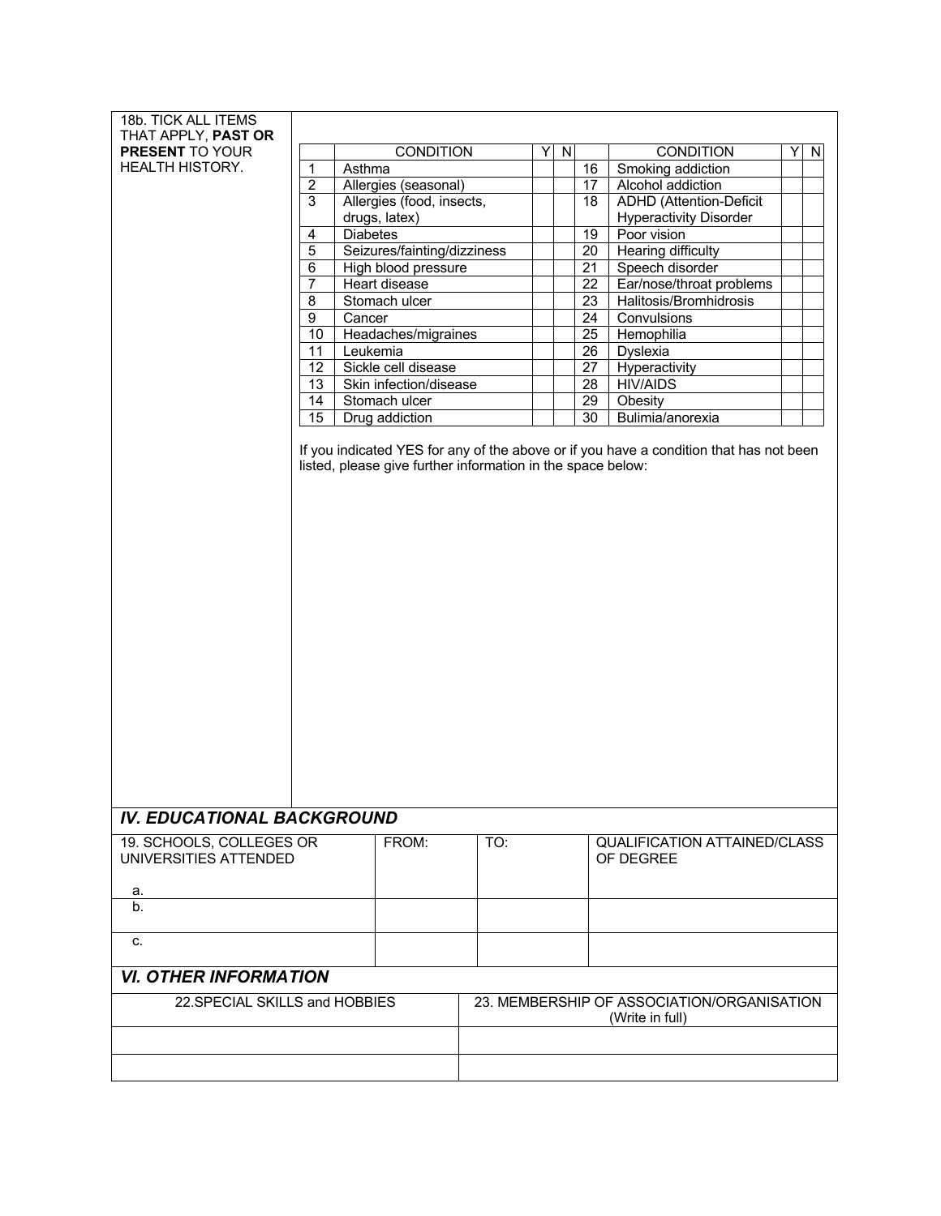18b. TICK ALL ITEMS THAT APPLY, **PAST OR PRESENT** TO YOUR HEALTH HISTORY.

| | CONDITION | Y | N | | CONDITION | Y | N |
|---|---|---|---|---|---|---|---|
| 1 | Asthma | | | 16 | Smoking addiction | | |
| 2 | Allergies (seasonal) | | | 17 | Alcohol addiction | | |
| 3 | Allergies (food, insects, drugs, latex) | | | 18 | ADHD (Attention-Deficit Hyperactivity Disorder | | |
| 4 | Diabetes | | | 19 | Poor vision | | |
| 5 | Seizures/fainting/dizziness | | | 20 | Hearing difficulty | | |
| 6 | High blood pressure | | | 21 | Speech disorder | | |
| 7 | Heart disease | | | 22 | Ear/nose/throat problems | | |
| 8 | Stomach ulcer | | | 23 | Halitosis/Bromhidrosis | | |
| 9 | Cancer | | | 24 | Convulsions | | |
| 10 | Headaches/migraines | | | 25 | Hemophilia | | |
| 11 | Leukemia | | | 26 | Dyslexia | | |
| 12 | Sickle cell disease | | | 27 | Hyperactivity | | |
| 13 | Skin infection/disease | | | 28 | HIV/AIDS | | |
| 14 | Stomach ulcer | | | 29 | Obesity | | |
| 15 | Drug addiction | | | 30 | Bulimia/anorexia | | |

If you indicated YES for any of the above or if you have a condition that has not been listed, please give further information in the space below:

## *IV. EDUCATIONAL BACKGROUND*

| 19. SCHOOLS, COLLEGES OR UNIVERSITIES ATTENDED | FROM: | TO: | QUALIFICATION ATTAINED/CLASS OF DEGREE |
|---|---|---|---|
| a. | | | |
| b. | | | |
| c. | | | |

## *VI. OTHER INFORMATION*

| 22.SPECIAL SKILLS and HOBBIES | 23. MEMBERSHIP OF ASSOCIATION/ORGANISATION (Write in full) |
|---|---|
| | |
| | |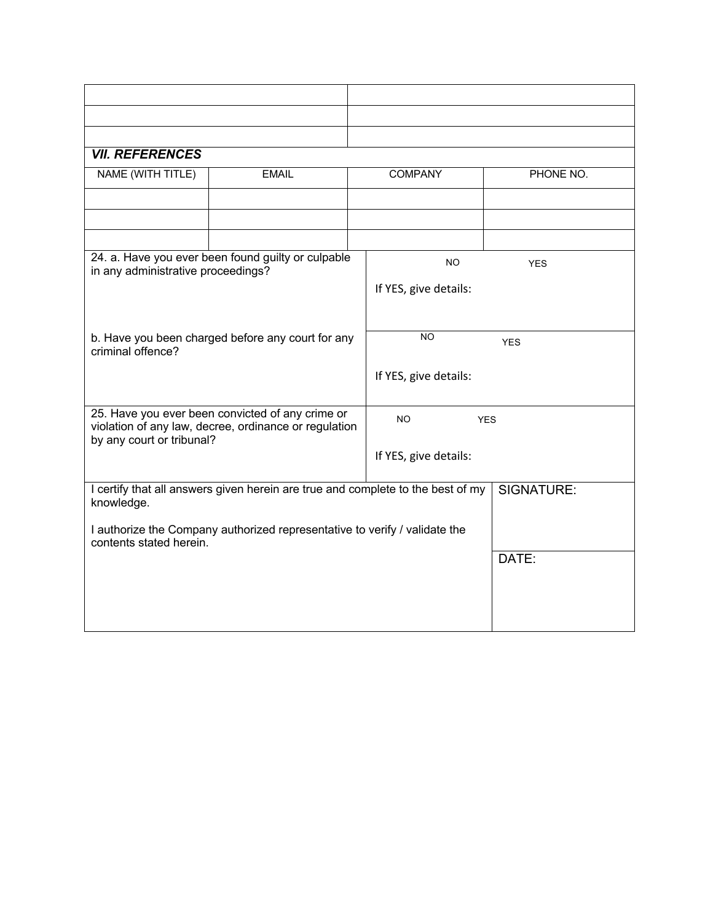| | |
|---|---|
| | |
| | |
| | |

### *VII. REFERENCES*

| NAME (WITH TITLE) | EMAIL | COMPANY | PHONE NO. |
|---|---|---|---|
| | | | |
| | | | |
| | | | |

| | |
|---|---|
| 24. a. Have you ever been found guilty or culpable in any administrative proceedings? | NO YES<br><br>If YES, give details: |
| b. Have you been charged before any court for any criminal offence? | NO YES<br><br>If YES, give details: |
| 25. Have you ever been convicted of any crime or violation of any law, decree, ordinance or regulation by any court or tribunal? | NO YES<br><br>If YES, give details: |

| | |
|---|---|
| I certify that all answers given herein are true and complete to the best of my knowledge.<br><br>I authorize the Company authorized representative to verify / validate the contents stated herein. | SIGNATURE:<br><br>DATE: |